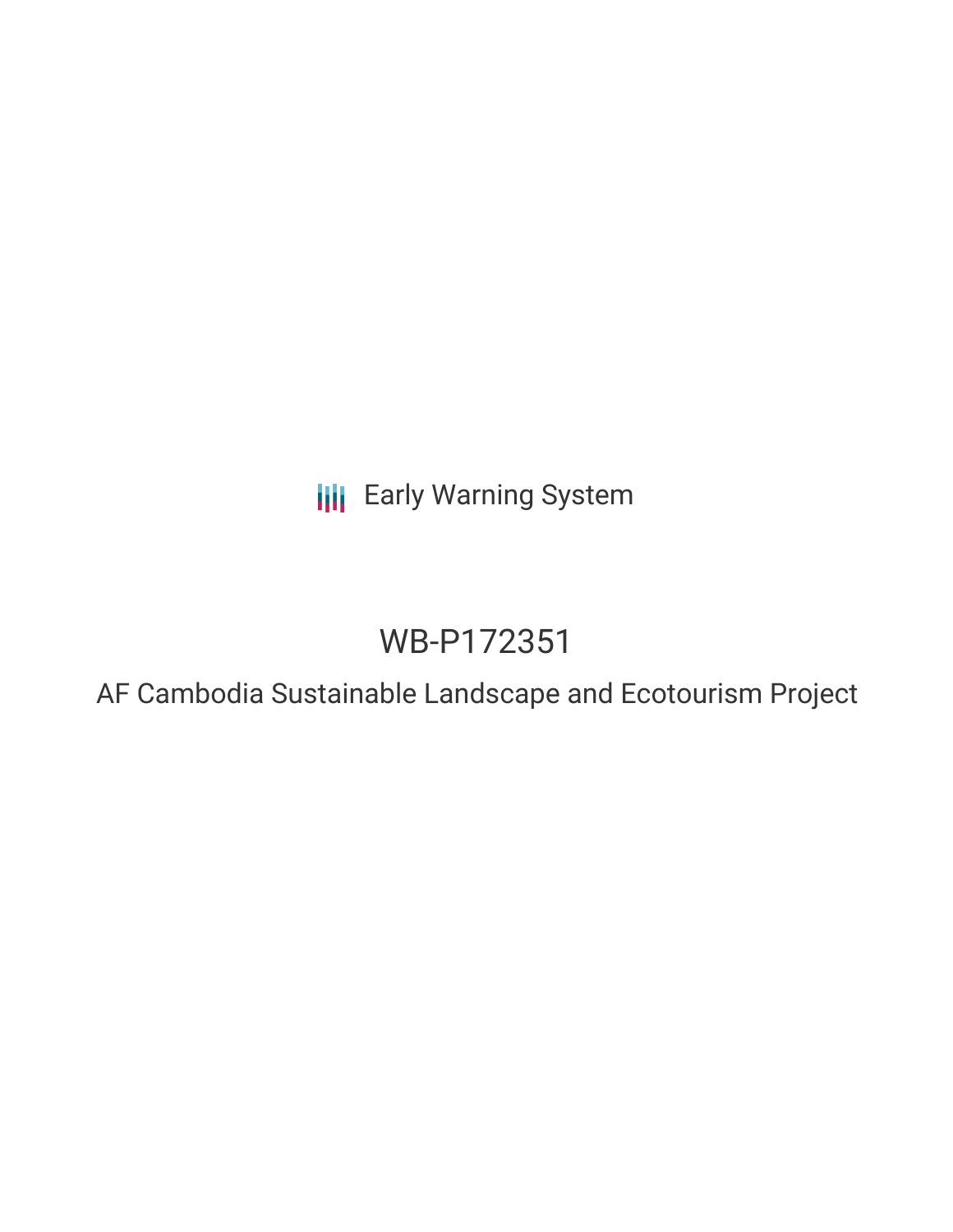Early Warning System

# WB-P172351

## AF Cambodia Sustainable Landscape and Ecotourism Project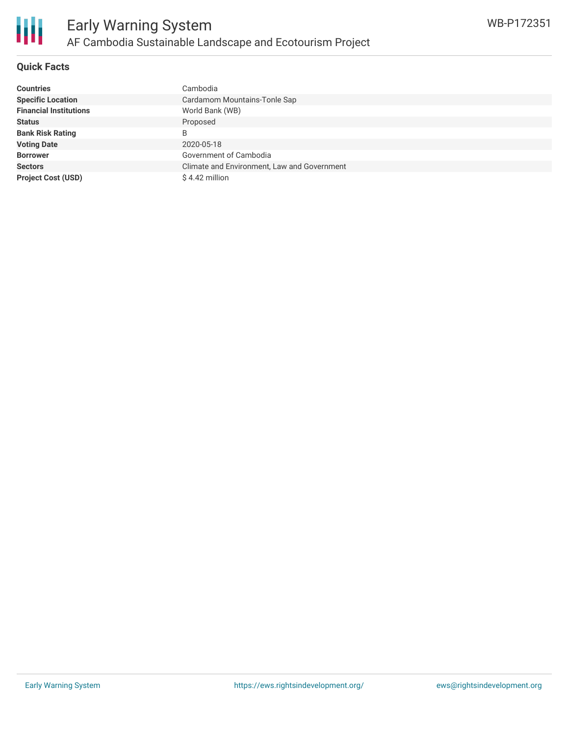## Quick Facts

| | |
|---|---|
| **Countries** | Cambodia |
| **Specific Location** | Cardamom Mountains-Tonle Sap |
| **Financial Institutions** | World Bank (WB) |
| **Status** | Proposed |
| **Bank Risk Rating** | B |
| **Voting Date** | 2020-05-18 |
| **Borrower** | Government of Cambodia |
| **Sectors** | Climate and Environment, Law and Government |
| **Project Cost (USD)** | $ 4.42 million |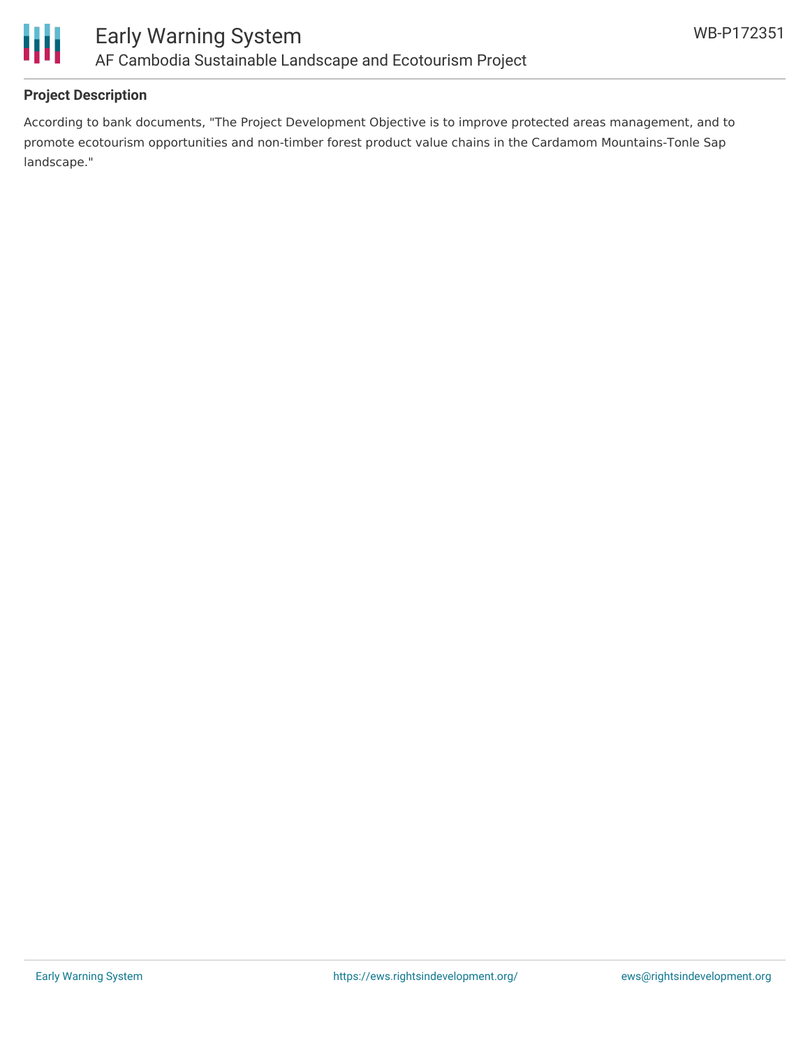## Project Description

According to bank documents, "The Project Development Objective is to improve protected areas management, and to promote ecotourism opportunities and non-timber forest product value chains in the Cardamom Mountains-Tonle Sap landscape."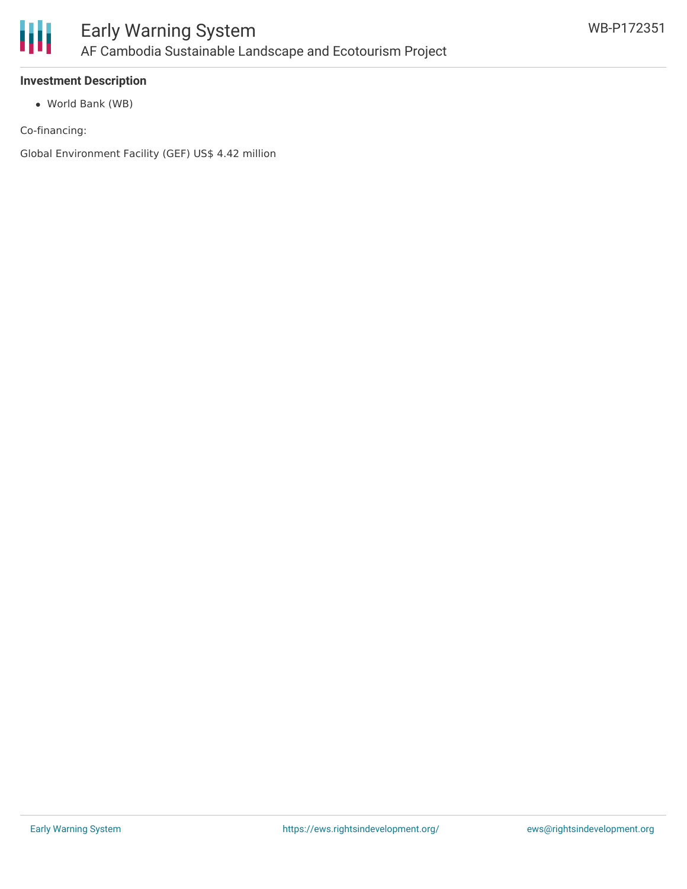### Investment Description

- World Bank (WB)

Co-financing:

Global Environment Facility (GEF) US$ 4.42 million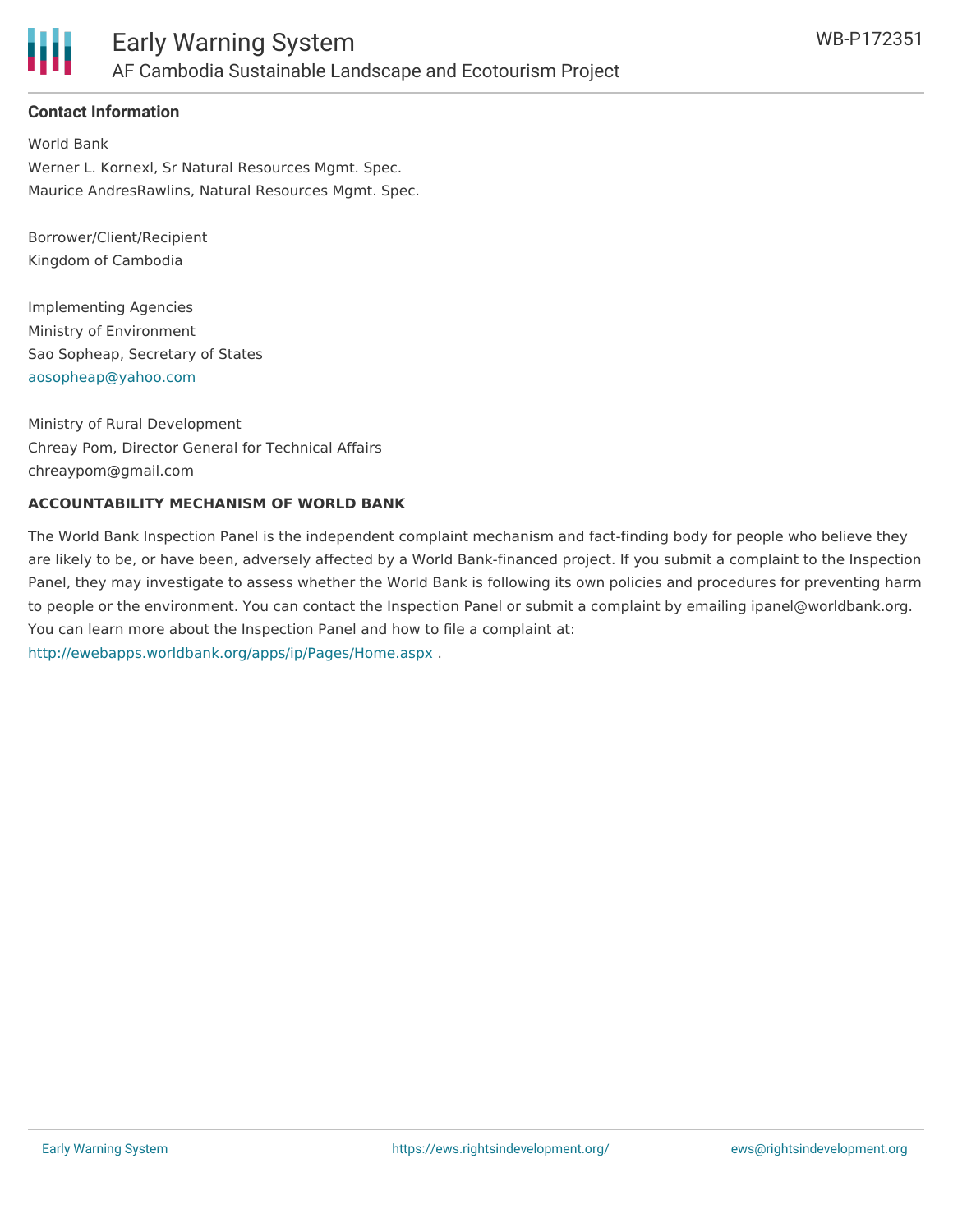**Contact Information**

World Bank
Werner L. Kornexl, Sr Natural Resources Mgmt. Spec.
Maurice AndresRawlins, Natural Resources Mgmt. Spec.

Borrower/Client/Recipient
Kingdom of Cambodia

Implementing Agencies
Ministry of Environment
Sao Sopheap, Secretary of States
aosopheap@yahoo.com

Ministry of Rural Development
Chreay Pom, Director General for Technical Affairs
chreaypom@gmail.com

**ACCOUNTABILITY MECHANISM OF WORLD BANK**

The World Bank Inspection Panel is the independent complaint mechanism and fact-finding body for people who believe they are likely to be, or have been, adversely affected by a World Bank-financed project. If you submit a complaint to the Inspection Panel, they may investigate to assess whether the World Bank is following its own policies and procedures for preventing harm to people or the environment. You can contact the Inspection Panel or submit a complaint by emailing ipanel@worldbank.org. You can learn more about the Inspection Panel and how to file a complaint at: http://ewebapps.worldbank.org/apps/ip/Pages/Home.aspx .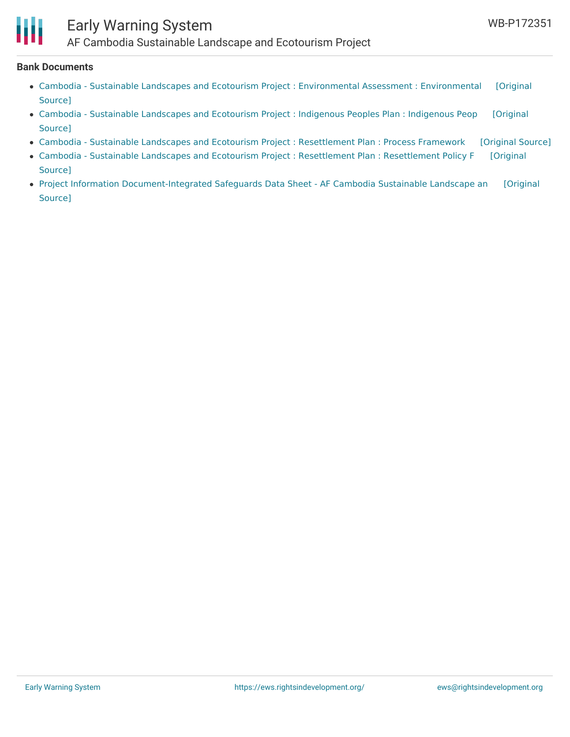**Bank Documents**

- Cambodia - Sustainable Landscapes and Ecotourism Project : Environmental Assessment : Environmental [Original Source]
- Cambodia - Sustainable Landscapes and Ecotourism Project : Indigenous Peoples Plan : Indigenous Peop [Original Source]
- Cambodia - Sustainable Landscapes and Ecotourism Project : Resettlement Plan : Process Framework [Original Source]
- Cambodia - Sustainable Landscapes and Ecotourism Project : Resettlement Plan : Resettlement Policy F [Original Source]
- Project Information Document-Integrated Safeguards Data Sheet - AF Cambodia Sustainable Landscape an [Original Source]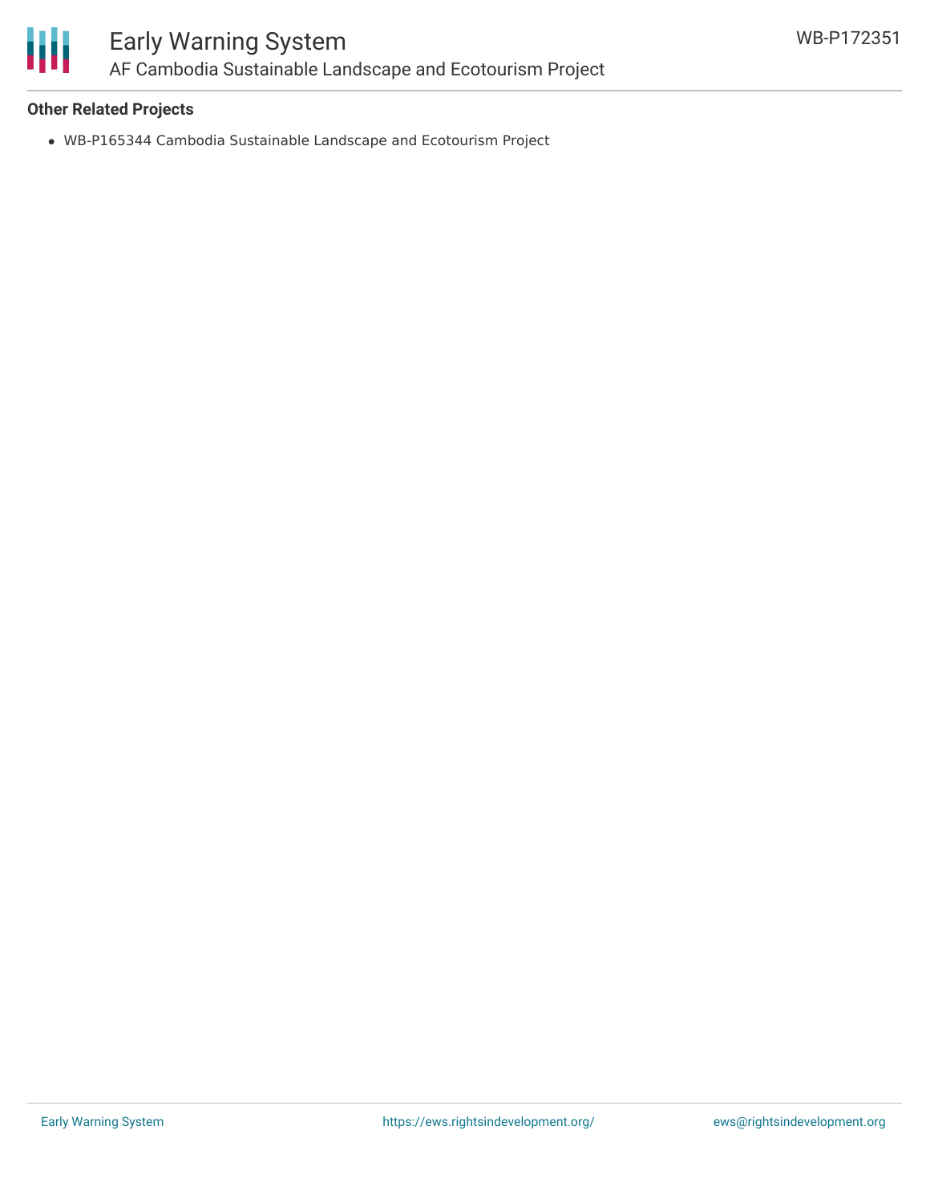**Other Related Projects**

- WB-P165344 Cambodia Sustainable Landscape and Ecotourism Project